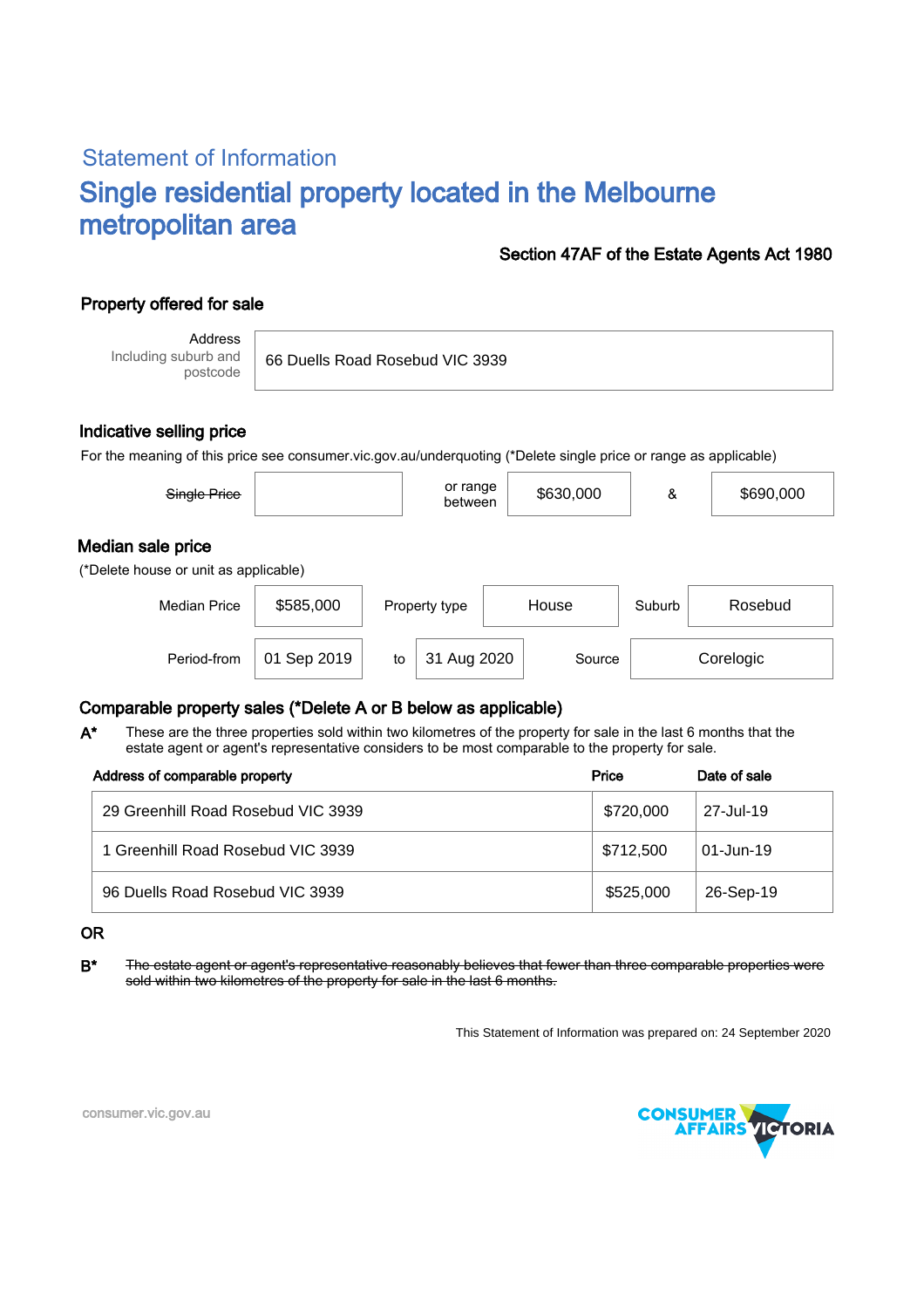## Statement of Information

# Single residential property located in the Melbourne metropolitan area

**Section 47AF of the Estate Agents Act 1980**

### Property offered for sale

| Address Including suburb and postcode | 66 Duells Road Rosebud VIC 3939 |
|---|---|

### Indicative selling price

For the meaning of this price see consumer.vic.gov.au/underquoting (*Delete single price or range as applicable)

| ~~Single Price~~ | | or range between | $630,000 | & | $690,000 |
|---|---|---|---|---|---|

### Median sale price

(*Delete house or unit as applicable)

| Median Price | $585,000 | Property type | House | Suburb | Rosebud |
|---|---|---|---|---|---|
| Period-from | 01 Sep 2019 | to | 31 Aug 2020 | Source | Corelogic |

### Comparable property sales (*Delete A or B below as applicable)

**A*** These are the three properties sold within two kilometres of the property for sale in the last 6 months that the estate agent or agent's representative considers to be most comparable to the property for sale.

| Address of comparable property | Price | Date of sale |
|---|---|---|
| 29 Greenhill Road Rosebud VIC 3939 | $720,000 | 27-Jul-19 |
| 1 Greenhill Road Rosebud VIC 3939 | $712,500 | 01-Jun-19 |
| 96 Duells Road Rosebud VIC 3939 | $525,000 | 26-Sep-19 |

OR

**B*** ~~The estate agent or agent's representative reasonably believes that fewer than three comparable properties were sold within two kilometres of the property for sale in the last 6 months.~~

This Statement of Information was prepared on: 24 September 2020

consumer.vic.gov.au

CONSUMER AFFAIRS VICTORIA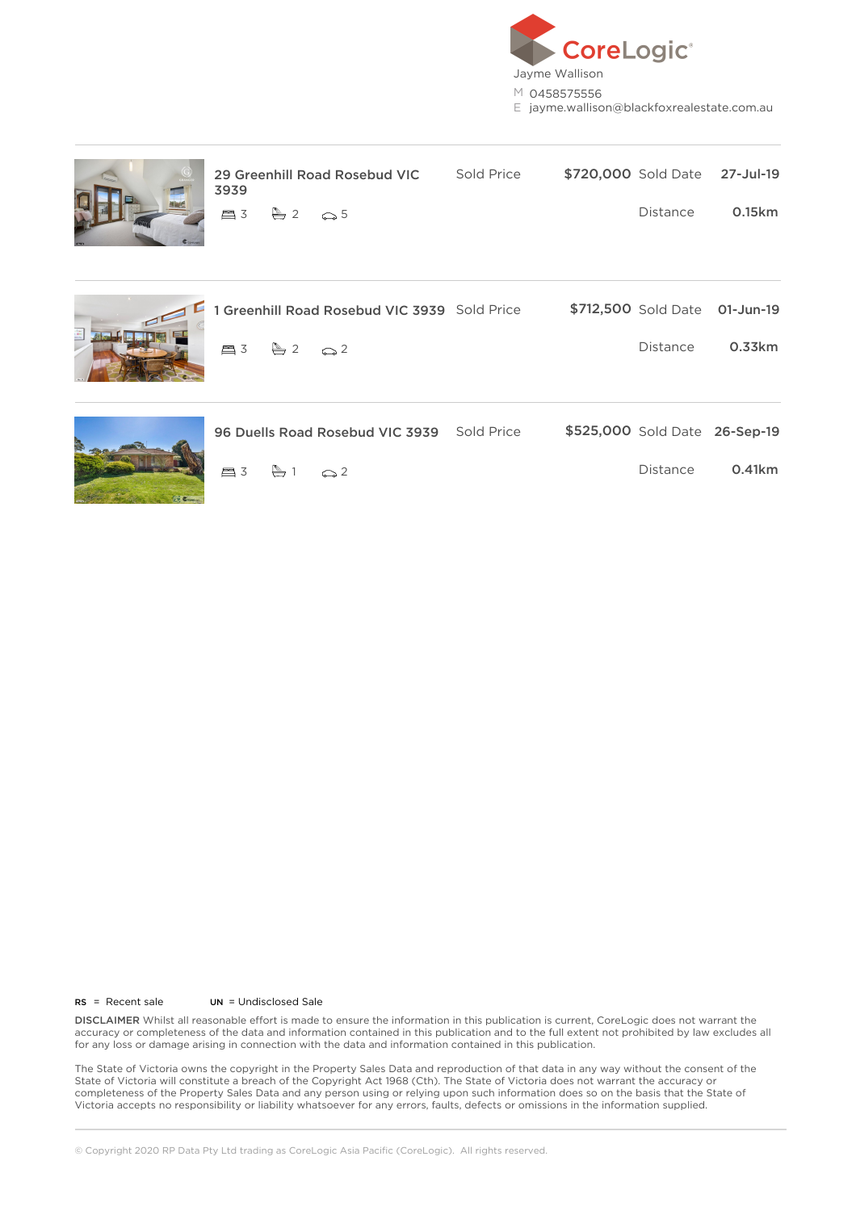CoreLogic

Jayme Wallison

M 0458575556

E jayme.wallison@blackfoxrealestate.com.au

---

**29 Greenhill Road Rosebud VIC 3939**

3 2 5

Sold Price **$720,000** Sold Date **27-Jul-19**

Distance **0.15km**

---

**1 Greenhill Road Rosebud VIC 3939**

3 2 2

Sold Price **$712,500** Sold Date **01-Jun-19**

Distance **0.33km**

---

**96 Duells Road Rosebud VIC 3939**

3 1 2

Sold Price **$525,000** Sold Date **26-Sep-19**

Distance **0.41km**

---

**RS** = Recent sale **UN** = Undisclosed Sale

**DISCLAIMER** Whilst all reasonable effort is made to ensure the information in this publication is current, CoreLogic does not warrant the accuracy or completeness of the data and information contained in this publication and to the full extent not prohibited by law excludes all for any loss or damage arising in connection with the data and information contained in this publication.

The State of Victoria owns the copyright in the Property Sales Data and reproduction of that data in any way without the consent of the State of Victoria will constitute a breach of the Copyright Act 1968 (Cth). The State of Victoria does not warrant the accuracy or completeness of the Property Sales Data and any person using or relying upon such information does so on the basis that the State of Victoria accepts no responsibility or liability whatsoever for any errors, faults, defects or omissions in the information supplied.

© Copyright 2020 RP Data Pty Ltd trading as CoreLogic Asia Pacific (CoreLogic). All rights reserved.